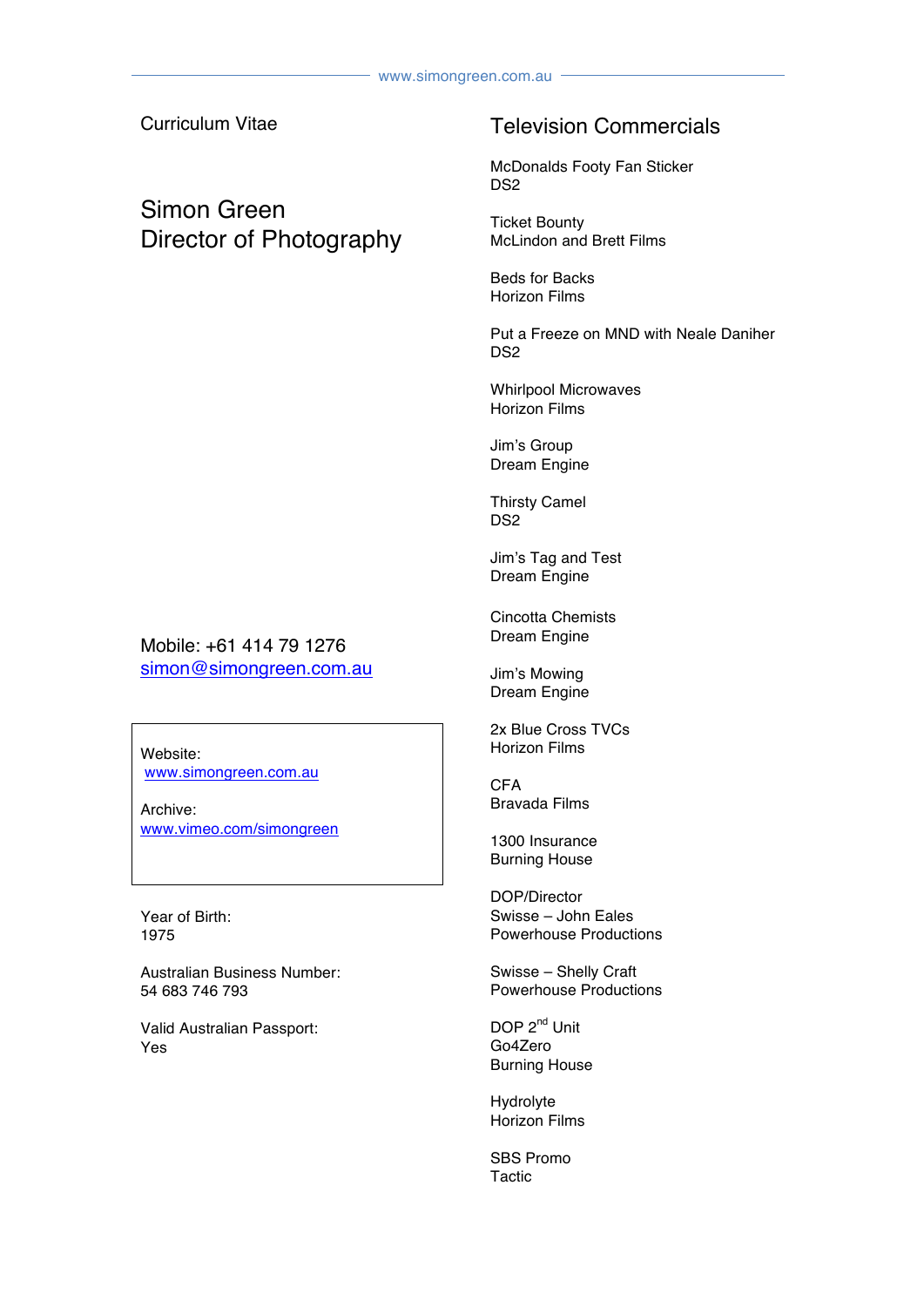Curriculum Vitae

# Simon Green
# Director of Photography

Mobile: +61 414 79 1276
simon@simongreen.com.au

Website:
www.simongreen.com.au

Archive:
www.vimeo.com/simongreen

Year of Birth:
1975

Australian Business Number:
54 683 746 793

Valid Australian Passport:
Yes

## Television Commercials

McDonalds Footy Fan Sticker
DS2

Ticket Bounty
McLindon and Brett Films

Beds for Backs
Horizon Films

Put a Freeze on MND with Neale Daniher
DS2

Whirlpool Microwaves
Horizon Films

Jim's Group
Dream Engine

Thirsty Camel
DS2

Jim's Tag and Test
Dream Engine

Cincotta Chemists
Dream Engine

Jim's Mowing
Dream Engine

2x Blue Cross TVCs
Horizon Films

CFA
Bravada Films

1300 Insurance
Burning House

DOP/Director
Swisse – John Eales
Powerhouse Productions

Swisse – Shelly Craft
Powerhouse Productions

DOP 2nd Unit
Go4Zero
Burning House

Hydrolyte
Horizon Films

SBS Promo
Tactic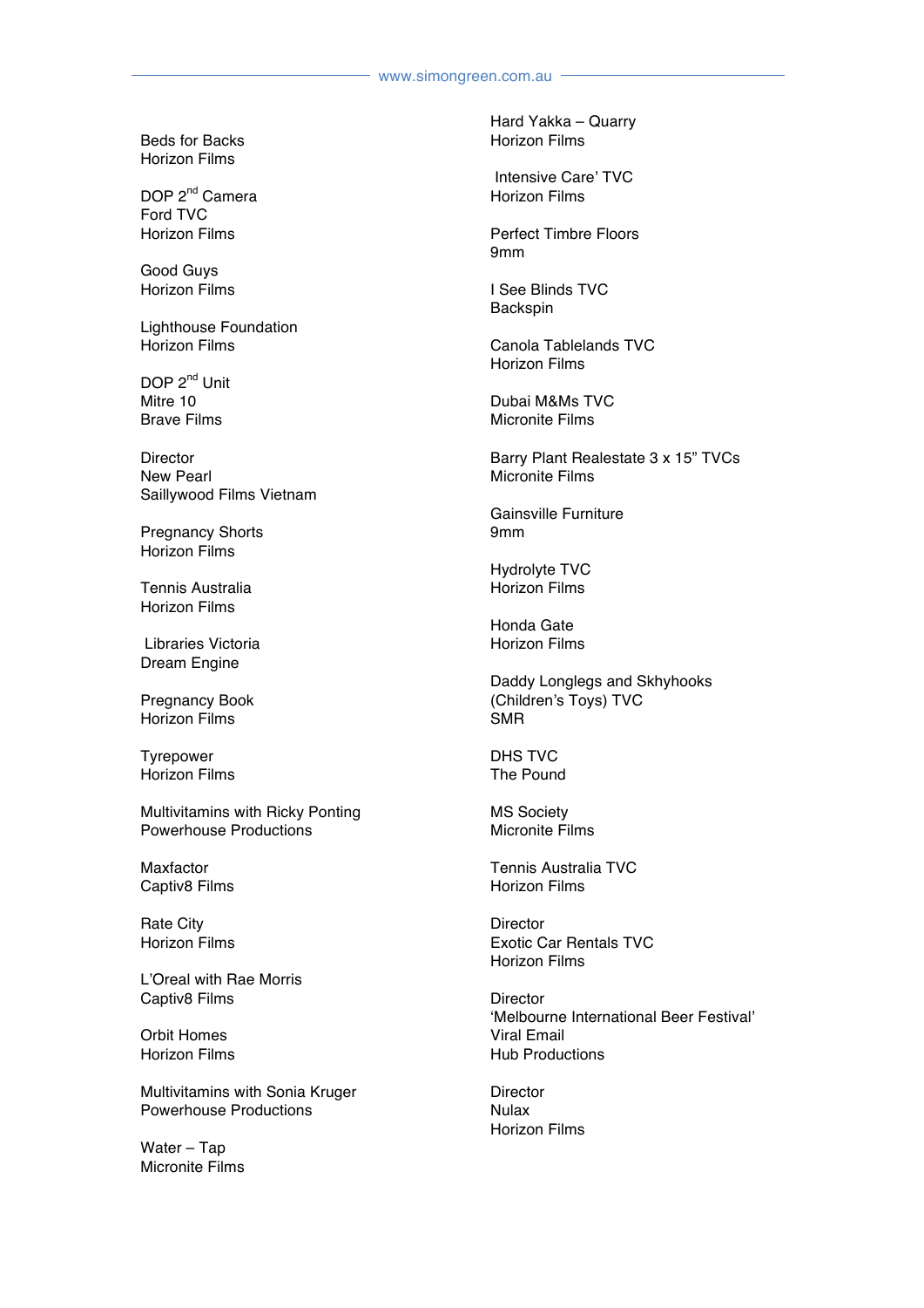Beds for Backs
Horizon Films

DOP 2nd Camera
Ford TVC
Horizon Films

Good Guys
Horizon Films

Lighthouse Foundation
Horizon Films

DOP 2nd Unit
Mitre 10
Brave Films

Director
New Pearl
Saillywood Films Vietnam

Pregnancy Shorts
Horizon Films

Tennis Australia
Horizon Films

Libraries Victoria
Dream Engine

Pregnancy Book
Horizon Films

Tyrepower
Horizon Films

Multivitamins with Ricky Ponting
Powerhouse Productions

Maxfactor
Captiv8 Films

Rate City
Horizon Films

L'Oreal with Rae Morris
Captiv8 Films

Orbit Homes
Horizon Films

Multivitamins with Sonia Kruger
Powerhouse Productions

Water – Tap
Micronite Films

Hard Yakka – Quarry
Horizon Films

Intensive Care' TVC
Horizon Films

Perfect Timbre Floors
9mm

I See Blinds TVC
Backspin

Canola Tablelands TVC
Horizon Films

Dubai M&Ms TVC
Micronite Films

Barry Plant Realestate 3 x 15" TVCs
Micronite Films

Gainsville Furniture
9mm

Hydrolyte TVC
Horizon Films

Honda Gate
Horizon Films

Daddy Longlegs and Skhyhooks
(Children's Toys) TVC
SMR

DHS TVC
The Pound

MS Society
Micronite Films

Tennis Australia TVC
Horizon Films

Director
Exotic Car Rentals TVC
Horizon Films

Director
'Melbourne International Beer Festival'
Viral Email
Hub Productions

Director
Nulax
Horizon Films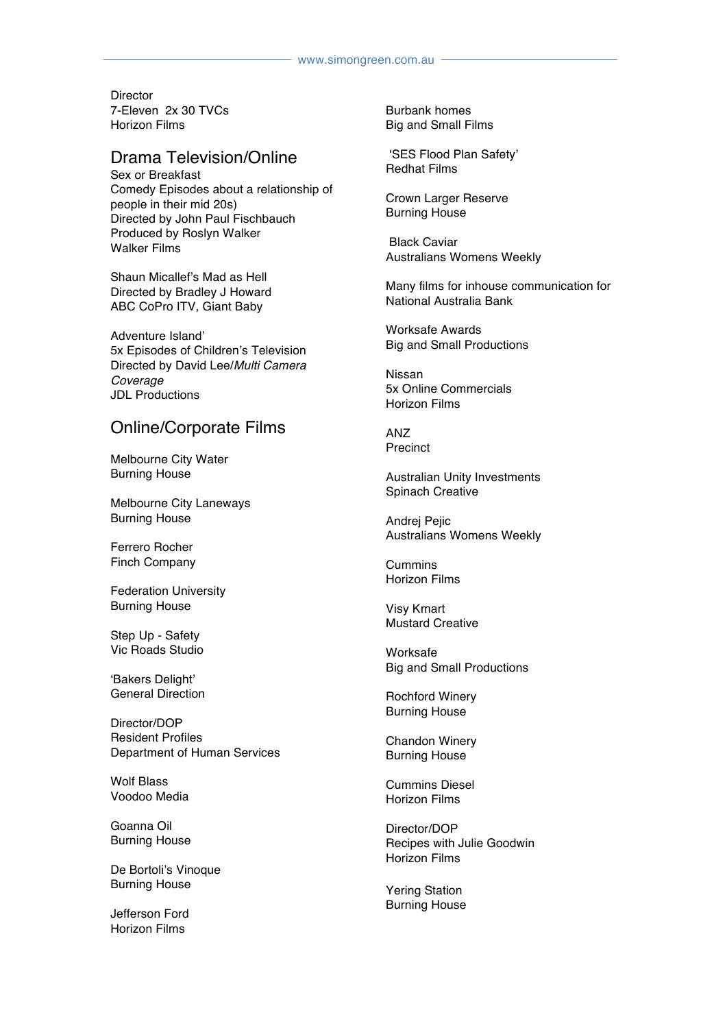Director
7-Eleven  2x 30 TVCs
Horizon Films

## Drama Television/Online

Sex or Breakfast
Comedy Episodes about a relationship of people in their mid 20s)
Directed by John Paul Fischbauch
Produced by Roslyn Walker
Walker Films

Shaun Micallef's Mad as Hell
Directed by Bradley J Howard
ABC CoPro ITV, Giant Baby

Adventure Island'
5x Episodes of Children's Television
Directed by David Lee/*Multi Camera Coverage*
JDL Productions

## Online/Corporate Films

Melbourne City Water
Burning House

Melbourne City Laneways
Burning House

Ferrero Rocher
Finch Company

Federation University
Burning House

Step Up - Safety
Vic Roads Studio

'Bakers Delight'
General Direction

Director/DOP
Resident Profiles
Department of Human Services

Wolf Blass
Voodoo Media

Goanna Oil
Burning House

De Bortoli's Vinoque
Burning House

Jefferson Ford
Horizon Films

Burbank homes
Big and Small Films

'SES Flood Plan Safety'
Redhat Films

Crown Larger Reserve
Burning House

Black Caviar
Australians Womens Weekly

Many films for inhouse communication for National Australia Bank

Worksafe Awards
Big and Small Productions

Nissan
5x Online Commercials
Horizon Films

ANZ
Precinct

Australian Unity Investments
Spinach Creative

Andrej Pejic
Australians Womens Weekly

Cummins
Horizon Films

Visy Kmart
Mustard Creative

Worksafe
Big and Small Productions

Rochford Winery
Burning House

Chandon Winery
Burning House

Cummins Diesel
Horizon Films

Director/DOP
Recipes with Julie Goodwin
Horizon Films

Yering Station
Burning House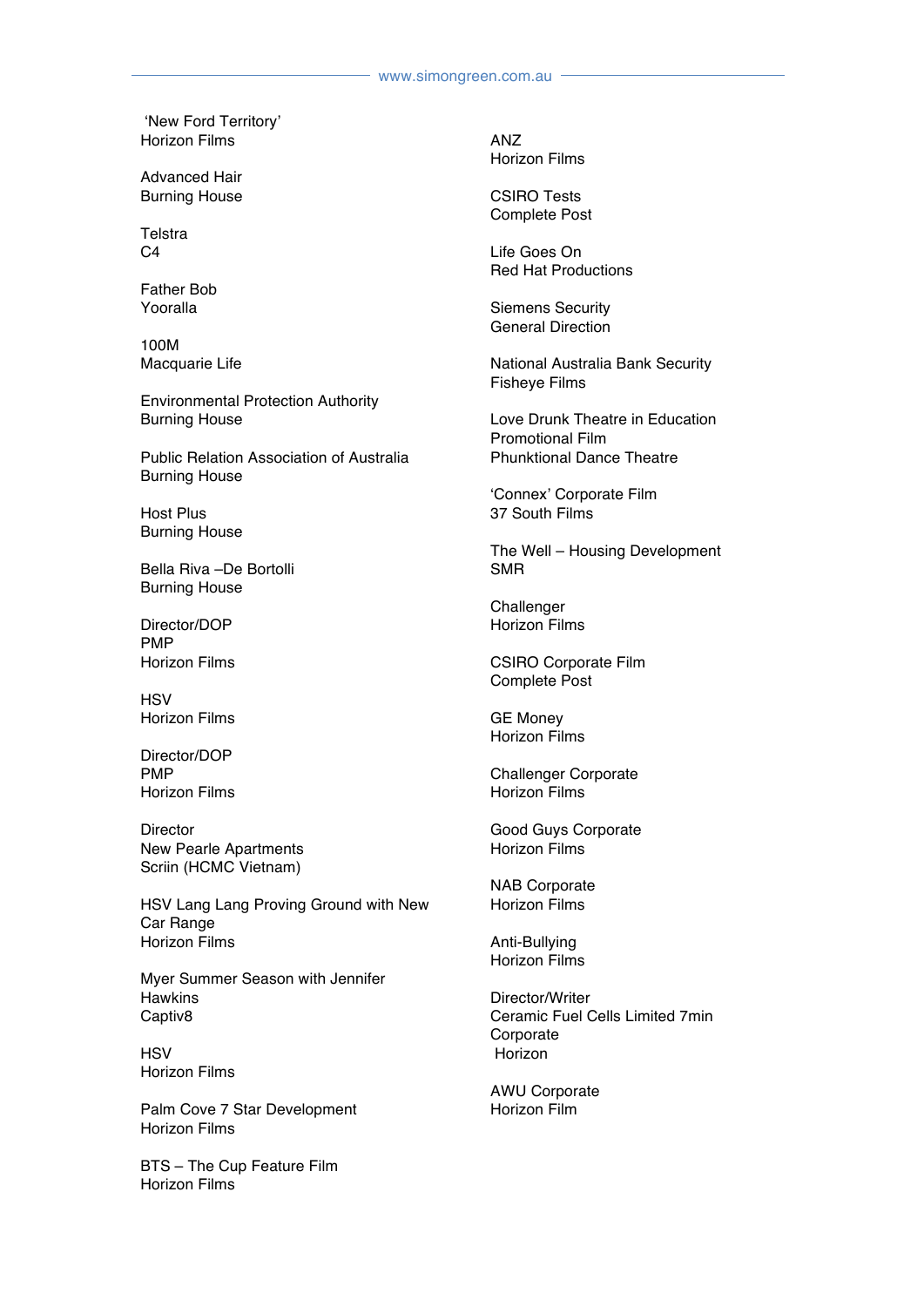'New Ford Territory'
Horizon Films

Advanced Hair
Burning House

Telstra
C4

Father Bob
Yooralla

100M
Macquarie Life

Environmental Protection Authority
Burning House

Public Relation Association of Australia
Burning House

Host Plus
Burning House

Bella Riva –De Bortolli
Burning House

Director/DOP
PMP
Horizon Films

HSV
Horizon Films

Director/DOP
PMP
Horizon Films

Director
New Pearle Apartments
Scriin (HCMC Vietnam)

HSV Lang Lang Proving Ground with New Car Range
Horizon Films

Myer Summer Season with Jennifer Hawkins
Captiv8

HSV
Horizon Films

Palm Cove 7 Star Development
Horizon Films

BTS – The Cup Feature Film
Horizon Films

ANZ
Horizon Films

CSIRO Tests
Complete Post

Life Goes On
Red Hat Productions

Siemens Security
General Direction

National Australia Bank Security
Fisheye Films

Love Drunk Theatre in Education Promotional Film
Phunktional Dance Theatre

'Connex' Corporate Film
37 South Films

The Well – Housing Development
SMR

Challenger
Horizon Films

CSIRO Corporate Film
Complete Post

GE Money
Horizon Films

Challenger Corporate
Horizon Films

Good Guys Corporate
Horizon Films

NAB Corporate
Horizon Films

Anti-Bullying
Horizon Films

Director/Writer
Ceramic Fuel Cells Limited 7min Corporate
Horizon

AWU Corporate
Horizon Film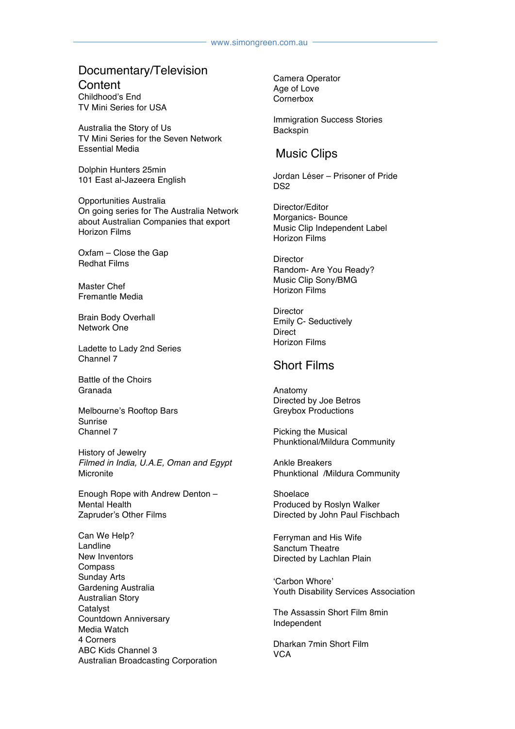## Documentary/Television Content

Childhood's End
TV Mini Series for USA

Australia the Story of Us
TV Mini Series for the Seven Network
Essential Media

Dolphin Hunters 25min
101 East al-Jazeera English

Opportunities Australia
On going series for The Australia Network about Australian Companies that export
Horizon Films

Oxfam – Close the Gap
Redhat Films

Master Chef
Fremantle Media

Brain Body Overhall
Network One

Ladette to Lady 2nd Series
Channel 7

Battle of the Choirs
Granada

Melbourne's Rooftop Bars
Sunrise
Channel 7

History of Jewelry
*Filmed in India, U.A.E, Oman and Egypt*
Micronite

Enough Rope with Andrew Denton – Mental Health
Zapruder's Other Films

Can We Help?
Landline
New Inventors
Compass
Sunday Arts
Gardening Australia
Australian Story
Catalyst
Countdown Anniversary
Media Watch
4 Corners
ABC Kids Channel 3
Australian Broadcasting Corporation

Camera Operator
Age of Love
Cornerbox

Immigration Success Stories
Backspin

## Music Clips

Jordan Léser – Prisoner of Pride
DS2

Director/Editor
Morganics- Bounce
Music Clip Independent Label
Horizon Films

Director
Random- Are You Ready?
Music Clip Sony/BMG
Horizon Films

Director
Emily C- Seductively
Direct
Horizon Films

## Short Films

Anatomy
Directed by Joe Betros
Greybox Productions

Picking the Musical
Phunktional/Mildura Community

Ankle Breakers
Phunktional /Mildura Community

Shoelace
Produced by Roslyn Walker
Directed by John Paul Fischbach

Ferryman and His Wife
Sanctum Theatre
Directed by Lachlan Plain

'Carbon Whore'
Youth Disability Services Association

The Assassin Short Film 8min
Independent

Dharkan 7min Short Film
VCA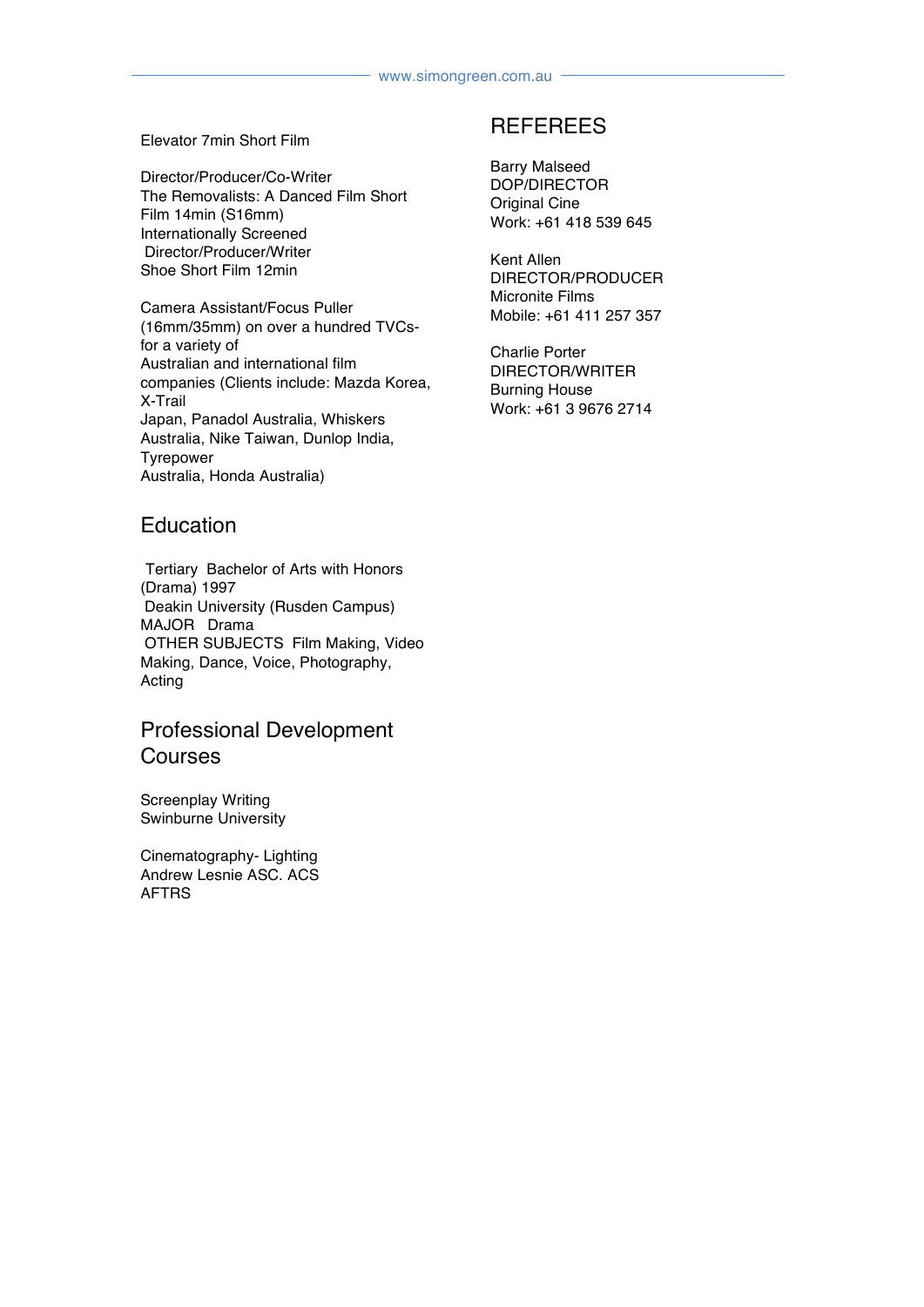Elevator 7min Short Film

Director/Producer/Co-Writer
The Removalists: A Danced Film Short Film 14min (S16mm)
Internationally Screened
Director/Producer/Writer
Shoe Short Film 12min

Camera Assistant/Focus Puller (16mm/35mm) on over a hundred TVCs- for a variety of Australian and international film companies (Clients include: Mazda Korea, X-Trail Japan, Panadol Australia, Whiskers Australia, Nike Taiwan, Dunlop India, Tyrepower Australia, Honda Australia)

## Education

Tertiary Bachelor of Arts with Honors (Drama) 1997
Deakin University (Rusden Campus)
MAJOR Drama
OTHER SUBJECTS Film Making, Video Making, Dance, Voice, Photography, Acting

## Professional Development Courses

Screenplay Writing
Swinburne University

Cinematography- Lighting
Andrew Lesnie ASC. ACS
AFTRS

## REFEREES

Barry Malseed
DOP/DIRECTOR
Original Cine
Work: +61 418 539 645

Kent Allen
DIRECTOR/PRODUCER
Micronite Films
Mobile: +61 411 257 357

Charlie Porter
DIRECTOR/WRITER
Burning House
Work: +61 3 9676 2714